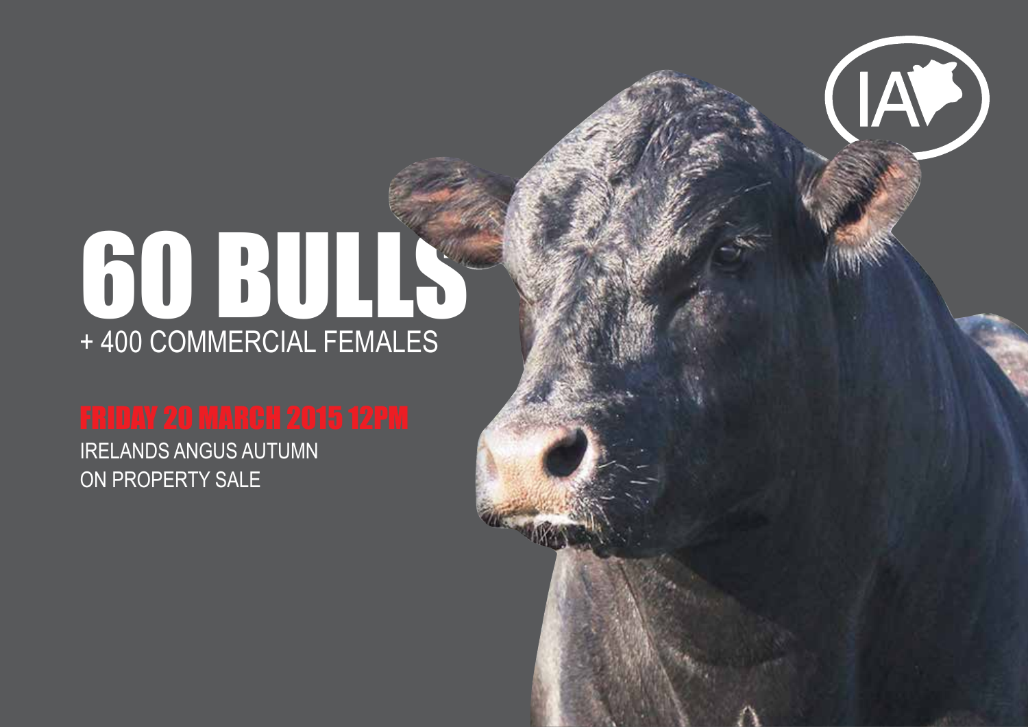# 60 BULLS

## + 400 COMMERCIAL FEMALES

**FRIDAY 20 MARCH 2015 12PM**

IRELANDS ANGUS AUTUMN
ON PROPERTY SALE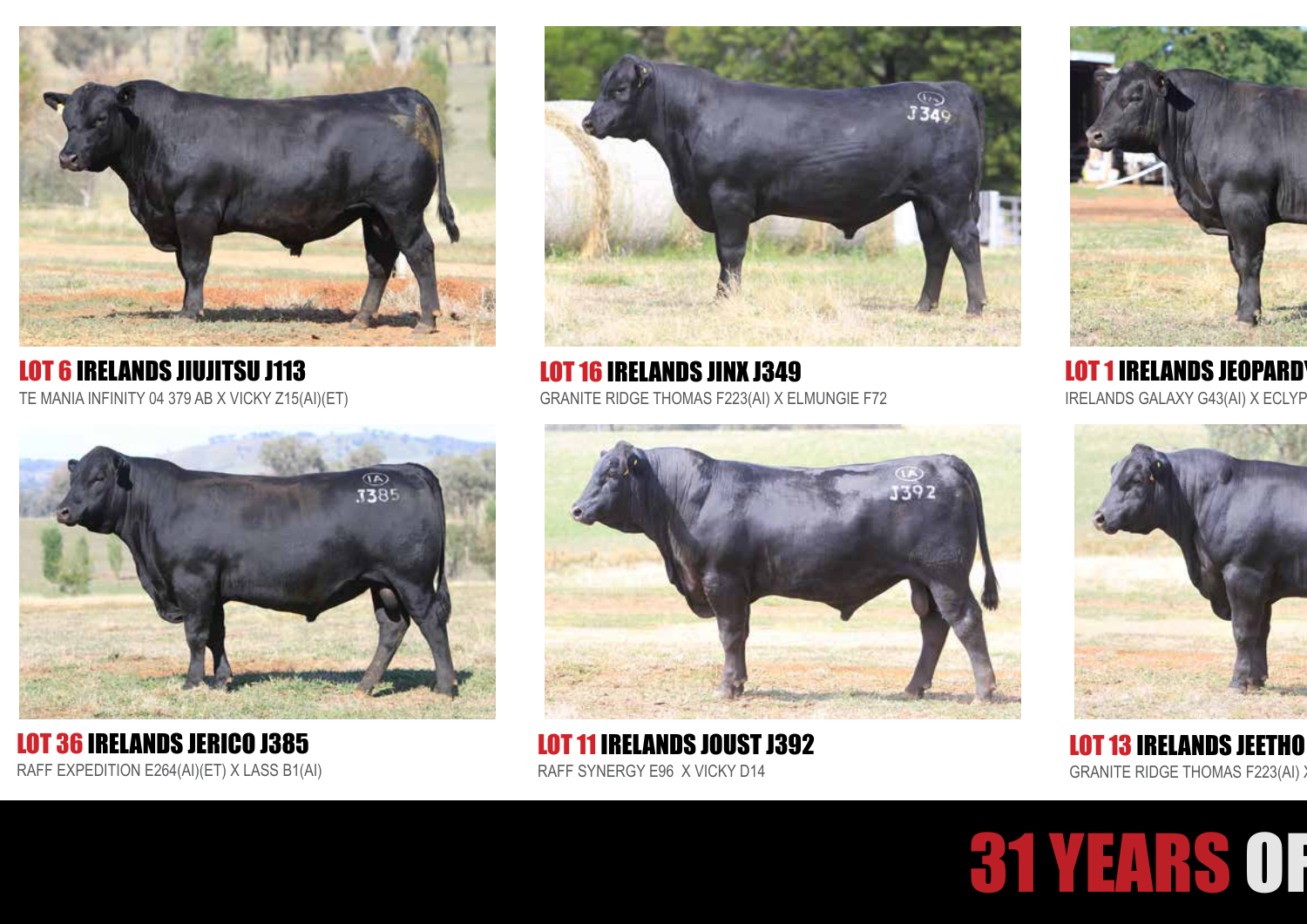**LOT 6 IRELANDS JIUJITSU J113**
TE MANIA INFINITY 04 379 AB X VICKY Z15(AI)(ET)

**LOT 16 IRELANDS JINX J349**
GRANITE RIDGE THOMAS F223(AI) X ELMUNGIE F72

**LOT 1 IRELANDS JEOPARDY**
IRELANDS GALAXY G43(AI) X ECLYP

**LOT 36 IRELANDS JERICO J385**
RAFF EXPEDITION E264(AI)(ET) X LASS B1(AI)

**LOT 11 IRELANDS JOUST J392**
RAFF SYNERGY E96 X VICKY D14

**LOT 13 IRELANDS JEETHO**
GRANITE RIDGE THOMAS F223(AI) X

**31 YEARS OF**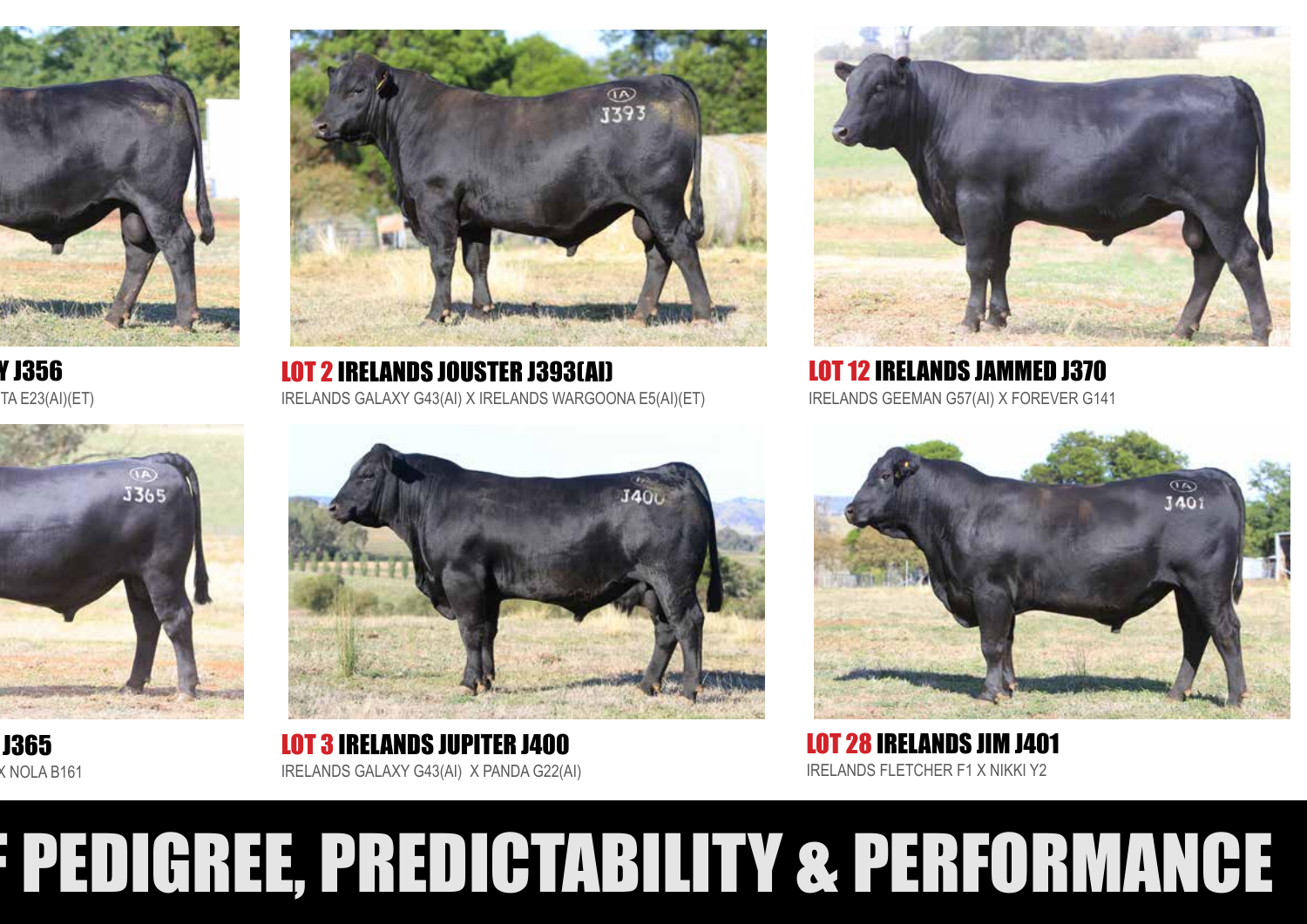**Y J356**

TA E23(AI)(ET)

**LOT 2 IRELANDS JOUSTER J393(AI)**

IRELANDS GALAXY G43(AI) X IRELANDS WARGOONA E5(AI)(ET)

**LOT 12 IRELANDS JAMMED J370**

IRELANDS GEEMAN G57(AI) X FOREVER G141

**J365**

X NOLA B161

**LOT 3 IRELANDS JUPITER J400**

IRELANDS GALAXY G43(AI) X PANDA G22(AI)

**LOT 28 IRELANDS JIM J401**

IRELANDS FLETCHER F1 X NIKKI Y2

# F PEDIGREE, PREDICTABILITY & PERFORMANCE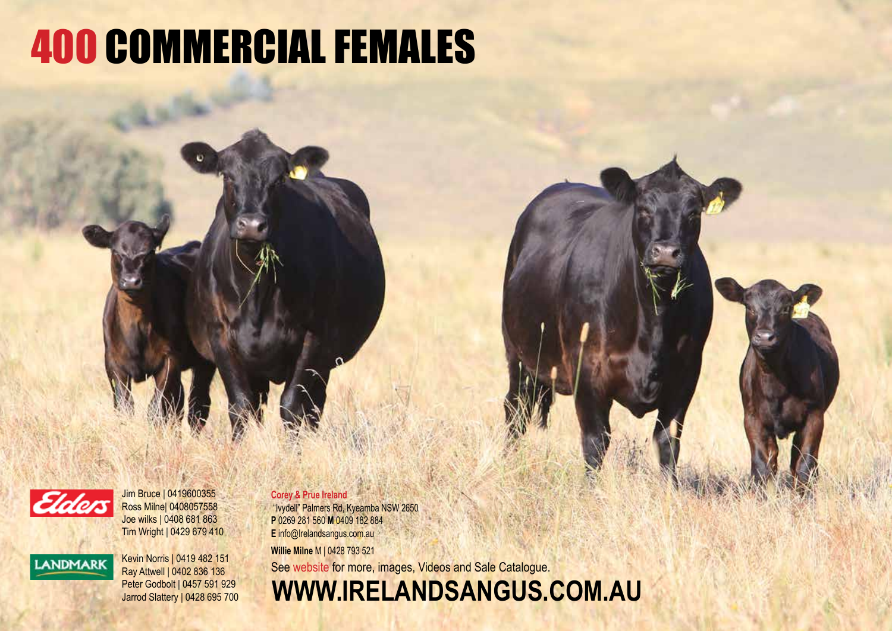# 400 COMMERCIAL FEMALES

Elders

Jim Bruce | 0419600355
Ross Milne| 0408057558
Joe wilks | 0408 681 863
Tim Wright | 0429 679 410

LANDMARK

Kevin Norris | 0419 482 151
Ray Attwell | 0402 836 136
Peter Godbolt | 0457 591 929
Jarrod Slattery | 0428 695 700

**Corey & Prue Ireland**
"Ivydell" Palmers Rd, Kyeamba NSW 2650
**P** 0269 281 560 **M** 0409 182 884
**E** info@Irelandsangus.com.au

**Willie Milne** M | 0428 793 521

See website for more, images, Videos and Sale Catalogue.

**WWW.IRELANDSANGUS.COM.AU**